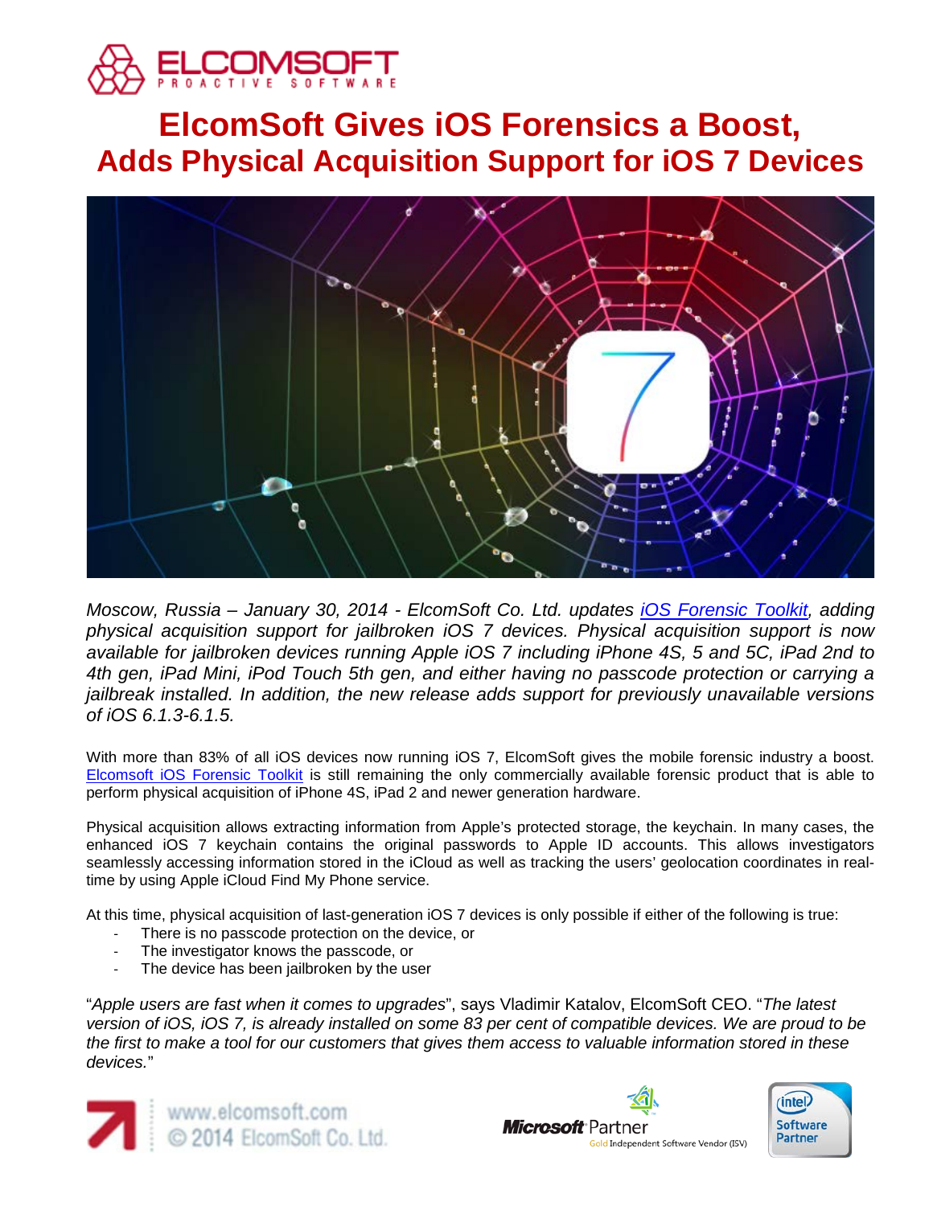# ElcomSoft Gives iOS Forensics a Boost,
## Adds Physical Acquisition Support for iOS 7 Devices

*Moscow, Russia – January 30, 2014 - ElcomSoft Co. Ltd. updates [iOS Forensic Toolkit](), adding physical acquisition support for jailbroken iOS 7 devices. Physical acquisition support is now available for jailbroken devices running Apple iOS 7 including iPhone 4S, 5 and 5C, iPad 2nd to 4th gen, iPad Mini, iPod Touch 5th gen, and either having no passcode protection or carrying a jailbreak installed. In addition, the new release adds support for previously unavailable versions of iOS 6.1.3-6.1.5.*

With more than 83% of all iOS devices now running iOS 7, ElcomSoft gives the mobile forensic industry a boost. [Elcomsoft iOS Forensic Toolkit]() is still remaining the only commercially available forensic product that is able to perform physical acquisition of iPhone 4S, iPad 2 and newer generation hardware.

Physical acquisition allows extracting information from Apple's protected storage, the keychain. In many cases, the enhanced iOS 7 keychain contains the original passwords to Apple ID accounts. This allows investigators seamlessly accessing information stored in the iCloud as well as tracking the users' geolocation coordinates in real-time by using Apple iCloud Find My Phone service.

At this time, physical acquisition of last-generation iOS 7 devices is only possible if either of the following is true:

- There is no passcode protection on the device, or
- The investigator knows the passcode, or
- The device has been jailbroken by the user

"*Apple users are fast when it comes to upgrades*", says Vladimir Katalov, ElcomSoft CEO. "*The latest version of iOS, iOS 7, is already installed on some 83 per cent of compatible devices. We are proud to be the first to make a tool for our customers that gives them access to valuable information stored in these devices.*"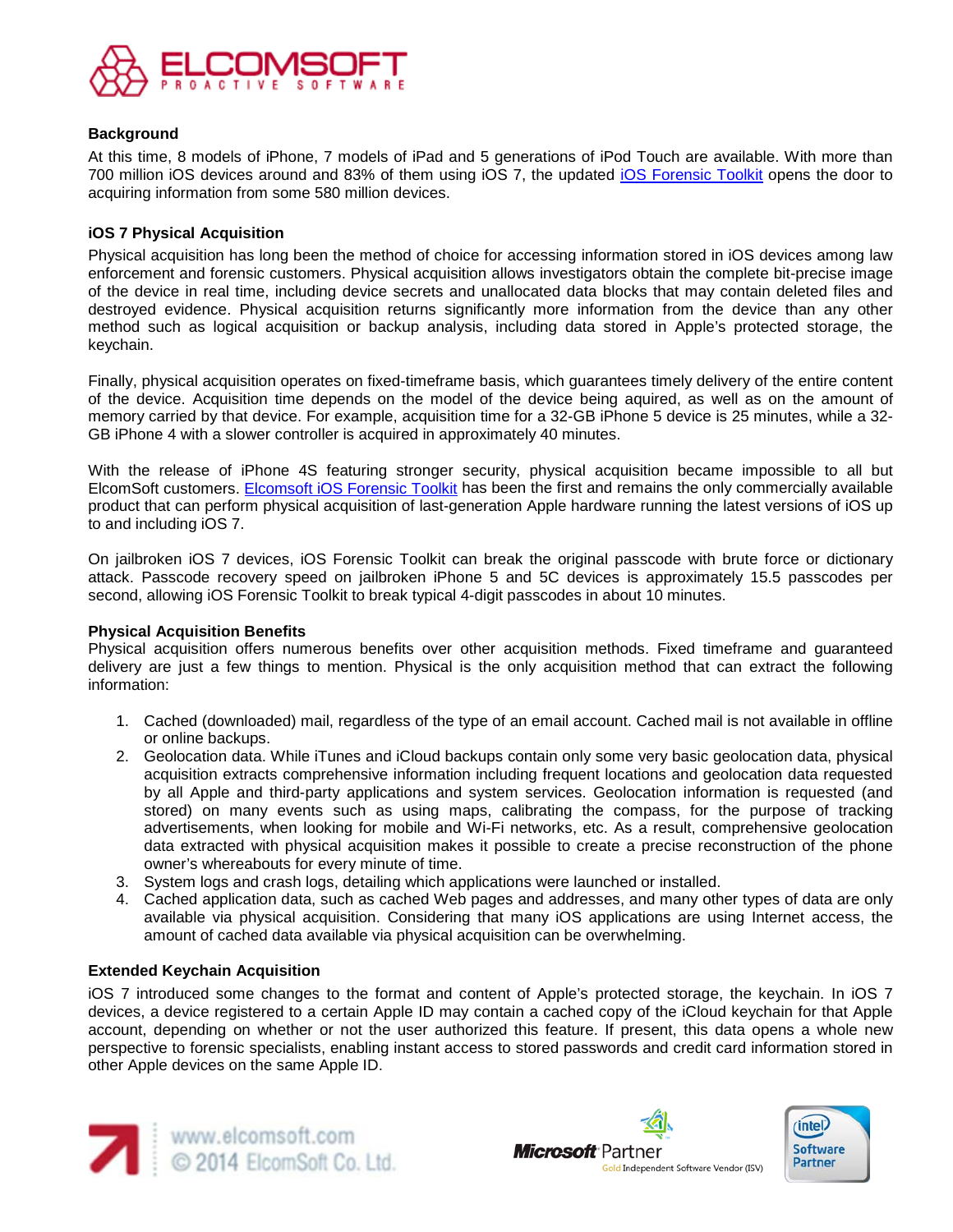### Background

At this time, 8 models of iPhone, 7 models of iPad and 5 generations of iPod Touch are available. With more than 700 million iOS devices around and 83% of them using iOS 7, the updated [iOS Forensic Toolkit](iOS Forensic Toolkit) opens the door to acquiring information from some 580 million devices.

### iOS 7 Physical Acquisition

Physical acquisition has long been the method of choice for accessing information stored in iOS devices among law enforcement and forensic customers. Physical acquisition allows investigators obtain the complete bit-precise image of the device in real time, including device secrets and unallocated data blocks that may contain deleted files and destroyed evidence. Physical acquisition returns significantly more information from the device than any other method such as logical acquisition or backup analysis, including data stored in Apple's protected storage, the keychain.

Finally, physical acquisition operates on fixed-timeframe basis, which guarantees timely delivery of the entire content of the device. Acquisition time depends on the model of the device being aquired, as well as on the amount of memory carried by that device. For example, acquisition time for a 32-GB iPhone 5 device is 25 minutes, while a 32-GB iPhone 4 with a slower controller is acquired in approximately 40 minutes.

With the release of iPhone 4S featuring stronger security, physical acquisition became impossible to all but ElcomSoft customers. [Elcomsoft iOS Forensic Toolkit](Elcomsoft iOS Forensic Toolkit) has been the first and remains the only commercially available product that can perform physical acquisition of last-generation Apple hardware running the latest versions of iOS up to and including iOS 7.

On jailbroken iOS 7 devices, iOS Forensic Toolkit can break the original passcode with brute force or dictionary attack. Passcode recovery speed on jailbroken iPhone 5 and 5C devices is approximately 15.5 passcodes per second, allowing iOS Forensic Toolkit to break typical 4-digit passcodes in about 10 minutes.

### Physical Acquisition Benefits

Physical acquisition offers numerous benefits over other acquisition methods. Fixed timeframe and guaranteed delivery are just a few things to mention. Physical is the only acquisition method that can extract the following information:

1. Cached (downloaded) mail, regardless of the type of an email account. Cached mail is not available in offline or online backups.
2. Geolocation data. While iTunes and iCloud backups contain only some very basic geolocation data, physical acquisition extracts comprehensive information including frequent locations and geolocation data requested by all Apple and third-party applications and system services. Geolocation information is requested (and stored) on many events such as using maps, calibrating the compass, for the purpose of tracking advertisements, when looking for mobile and Wi-Fi networks, etc. As a result, comprehensive geolocation data extracted with physical acquisition makes it possible to create a precise reconstruction of the phone owner's whereabouts for every minute of time.
3. System logs and crash logs, detailing which applications were launched or installed.
4. Cached application data, such as cached Web pages and addresses, and many other types of data are only available via physical acquisition. Considering that many iOS applications are using Internet access, the amount of cached data available via physical acquisition can be overwhelming.

### Extended Keychain Acquisition

iOS 7 introduced some changes to the format and content of Apple's protected storage, the keychain. In iOS 7 devices, a device registered to a certain Apple ID may contain a cached copy of the iCloud keychain for that Apple account, depending on whether or not the user authorized this feature. If present, this data opens a whole new perspective to forensic specialists, enabling instant access to stored passwords and credit card information stored in other Apple devices on the same Apple ID.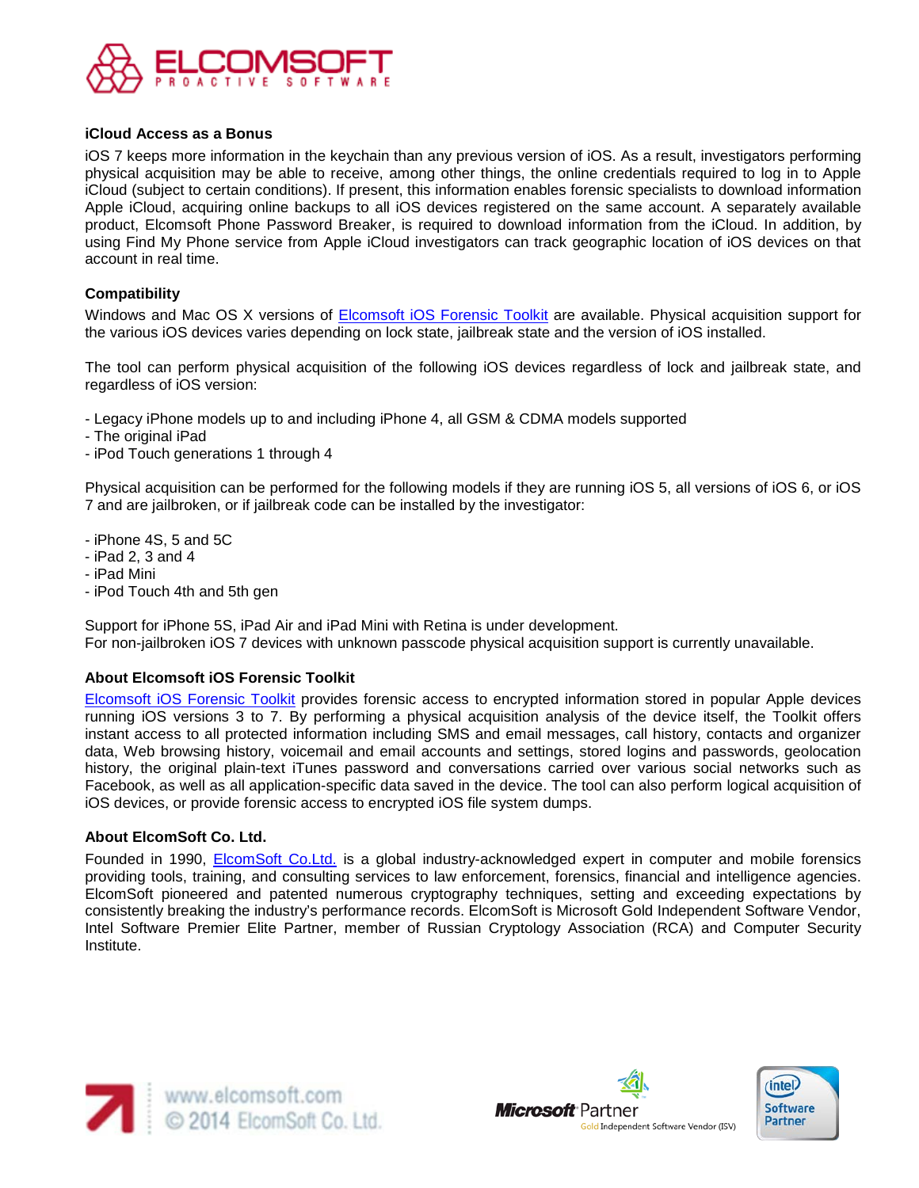### iCloud Access as a Bonus

iOS 7 keeps more information in the keychain than any previous version of iOS. As a result, investigators performing physical acquisition may be able to receive, among other things, the online credentials required to log in to Apple iCloud (subject to certain conditions). If present, this information enables forensic specialists to download information Apple iCloud, acquiring online backups to all iOS devices registered on the same account. A separately available product, Elcomsoft Phone Password Breaker, is required to download information from the iCloud. In addition, by using Find My Phone service from Apple iCloud investigators can track geographic location of iOS devices on that account in real time.

### Compatibility

Windows and Mac OS X versions of Elcomsoft iOS Forensic Toolkit are available. Physical acquisition support for the various iOS devices varies depending on lock state, jailbreak state and the version of iOS installed.

The tool can perform physical acquisition of the following iOS devices regardless of lock and jailbreak state, and regardless of iOS version:

- Legacy iPhone models up to and including iPhone 4, all GSM & CDMA models supported
- The original iPad
- iPod Touch generations 1 through 4

Physical acquisition can be performed for the following models if they are running iOS 5, all versions of iOS 6, or iOS 7 and are jailbroken, or if jailbreak code can be installed by the investigator:

- iPhone 4S, 5 and 5C
- iPad 2, 3 and 4
- iPad Mini
- iPod Touch 4th and 5th gen

Support for iPhone 5S, iPad Air and iPad Mini with Retina is under development.
For non-jailbroken iOS 7 devices with unknown passcode physical acquisition support is currently unavailable.

### About Elcomsoft iOS Forensic Toolkit

Elcomsoft iOS Forensic Toolkit provides forensic access to encrypted information stored in popular Apple devices running iOS versions 3 to 7. By performing a physical acquisition analysis of the device itself, the Toolkit offers instant access to all protected information including SMS and email messages, call history, contacts and organizer data, Web browsing history, voicemail and email accounts and settings, stored logins and passwords, geolocation history, the original plain-text iTunes password and conversations carried over various social networks such as Facebook, as well as all application-specific data saved in the device. The tool can also perform logical acquisition of iOS devices, or provide forensic access to encrypted iOS file system dumps.

### About ElcomSoft Co. Ltd.

Founded in 1990, ElcomSoft Co.Ltd. is a global industry-acknowledged expert in computer and mobile forensics providing tools, training, and consulting services to law enforcement, forensics, financial and intelligence agencies. ElcomSoft pioneered and patented numerous cryptography techniques, setting and exceeding expectations by consistently breaking the industry's performance records. ElcomSoft is Microsoft Gold Independent Software Vendor, Intel Software Premier Elite Partner, member of Russian Cryptology Association (RCA) and Computer Security Institute.